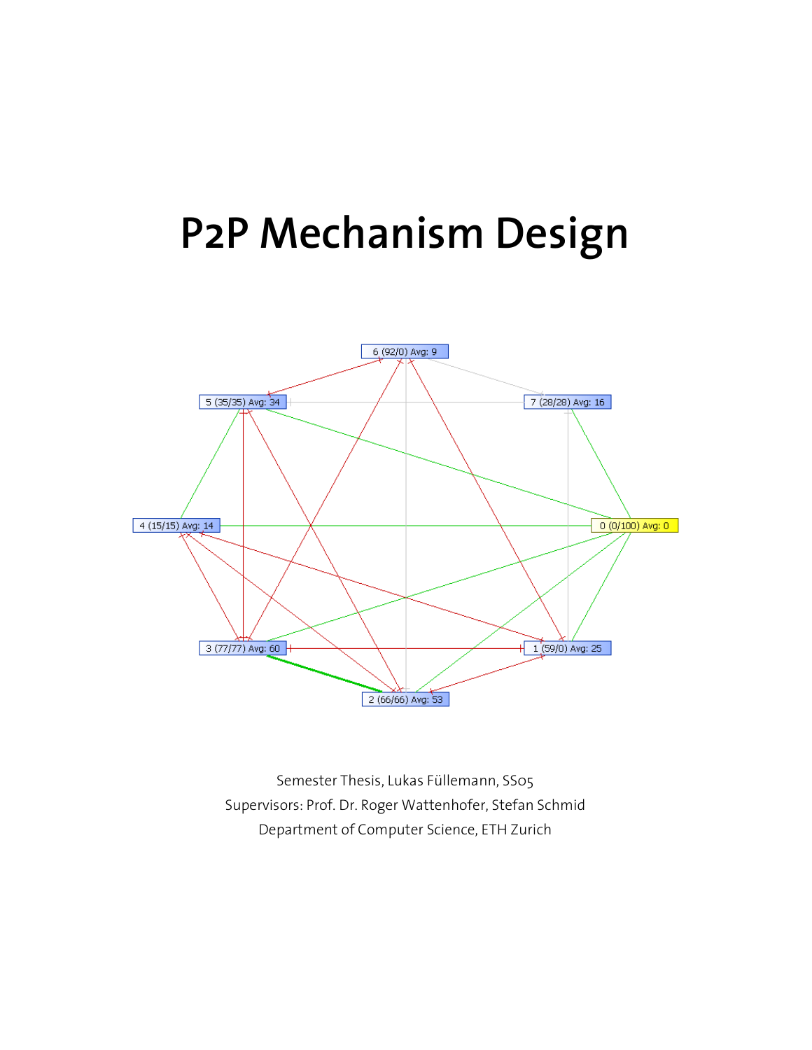# P2P Mechanism Design

Semester Thesis, Lukas Füllemann, SS05

Supervisors: Prof. Dr. Roger Wattenhofer, Stefan Schmid

Department of Computer Science, ETH Zurich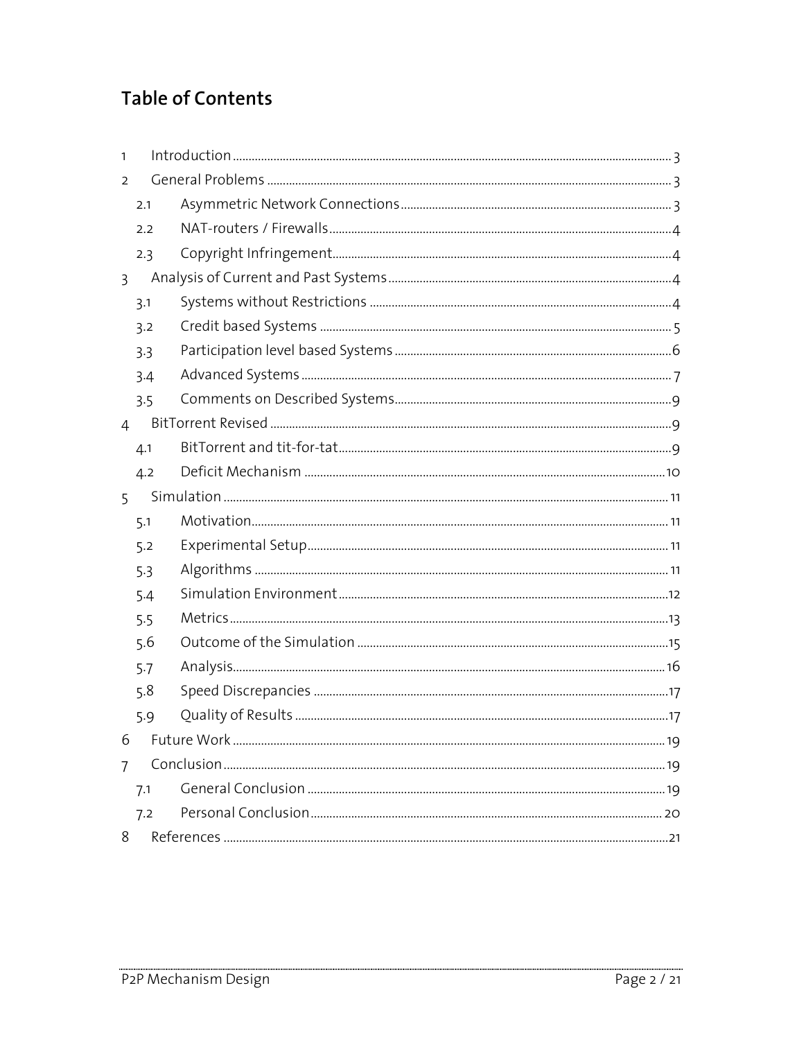# Table of Contents

1 Introduction ........ 3
2 General Problems ........ 3
  2.1 Asymmetric Network Connections ........ 3
  2.2 NAT-routers / Firewalls ........ 4
  2.3 Copyright Infringement ........ 4
3 Analysis of Current and Past Systems ........ 4
  3.1 Systems without Restrictions ........ 4
  3.2 Credit based Systems ........ 5
  3.3 Participation level based Systems ........ 6
  3.4 Advanced Systems ........ 7
  3.5 Comments on Described Systems ........ 9
4 BitTorrent Revised ........ 9
  4.1 BitTorrent and tit-for-tat ........ 9
  4.2 Deficit Mechanism ........ 10
5 Simulation ........ 11
  5.1 Motivation ........ 11
  5.2 Experimental Setup ........ 11
  5.3 Algorithms ........ 11
  5.4 Simulation Environment ........ 12
  5.5 Metrics ........ 13
  5.6 Outcome of the Simulation ........ 15
  5.7 Analysis ........ 16
  5.8 Speed Discrepancies ........ 17
  5.9 Quality of Results ........ 17
6 Future Work ........ 19
7 Conclusion ........ 19
  7.1 General Conclusion ........ 19
  7.2 Personal Conclusion ........ 20
8 References ........ 21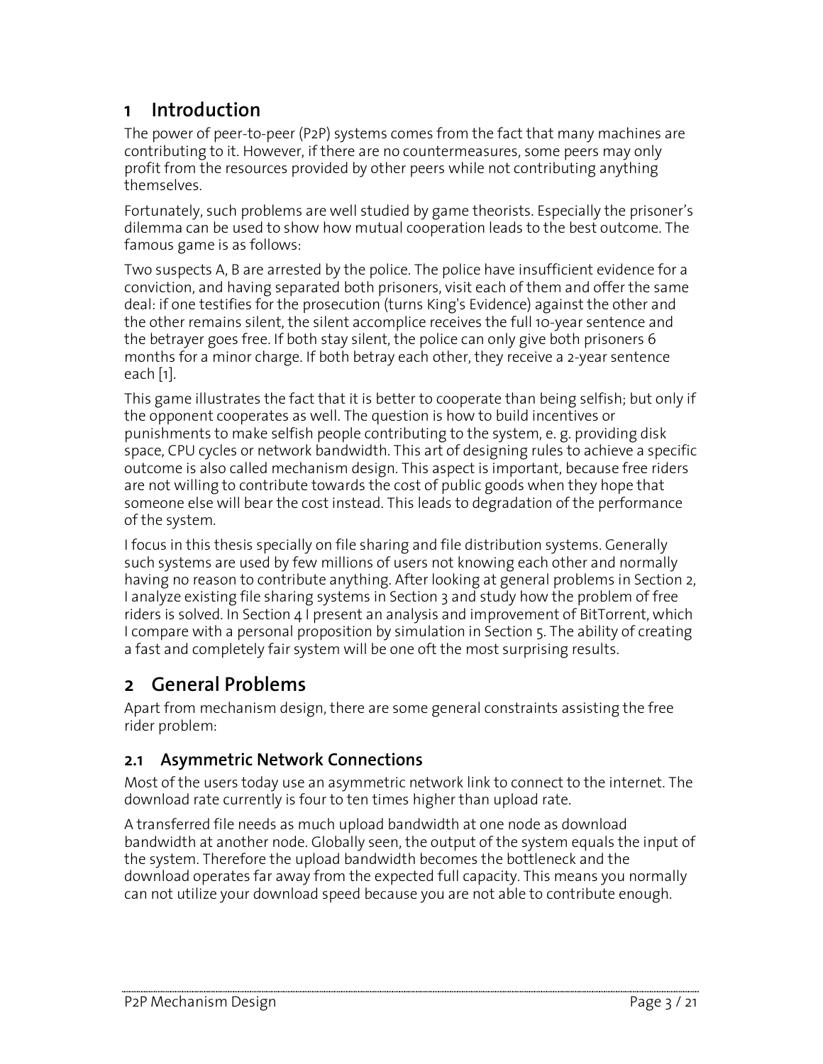# 1 Introduction

The power of peer-to-peer (P2P) systems comes from the fact that many machines are contributing to it. However, if there are no countermeasures, some peers may only profit from the resources provided by other peers while not contributing anything themselves.

Fortunately, such problems are well studied by game theorists. Especially the prisoner's dilemma can be used to show how mutual cooperation leads to the best outcome. The famous game is as follows:

Two suspects A, B are arrested by the police. The police have insufficient evidence for a conviction, and having separated both prisoners, visit each of them and offer the same deal: if one testifies for the prosecution (turns King's Evidence) against the other and the other remains silent, the silent accomplice receives the full 10-year sentence and the betrayer goes free. If both stay silent, the police can only give both prisoners 6 months for a minor charge. If both betray each other, they receive a 2-year sentence each [1].

This game illustrates the fact that it is better to cooperate than being selfish; but only if the opponent cooperates as well. The question is how to build incentives or punishments to make selfish people contributing to the system, e. g. providing disk space, CPU cycles or network bandwidth. This art of designing rules to achieve a specific outcome is also called mechanism design. This aspect is important, because free riders are not willing to contribute towards the cost of public goods when they hope that someone else will bear the cost instead. This leads to degradation of the performance of the system.

I focus in this thesis specially on file sharing and file distribution systems. Generally such systems are used by few millions of users not knowing each other and normally having no reason to contribute anything. After looking at general problems in Section 2, I analyze existing file sharing systems in Section 3 and study how the problem of free riders is solved. In Section 4 I present an analysis and improvement of BitTorrent, which I compare with a personal proposition by simulation in Section 5. The ability of creating a fast and completely fair system will be one oft the most surprising results.

# 2 General Problems

Apart from mechanism design, there are some general constraints assisting the free rider problem:

## 2.1 Asymmetric Network Connections

Most of the users today use an asymmetric network link to connect to the internet. The download rate currently is four to ten times higher than upload rate.

A transferred file needs as much upload bandwidth at one node as download bandwidth at another node. Globally seen, the output of the system equals the input of the system. Therefore the upload bandwidth becomes the bottleneck and the download operates far away from the expected full capacity. This means you normally can not utilize your download speed because you are not able to contribute enough.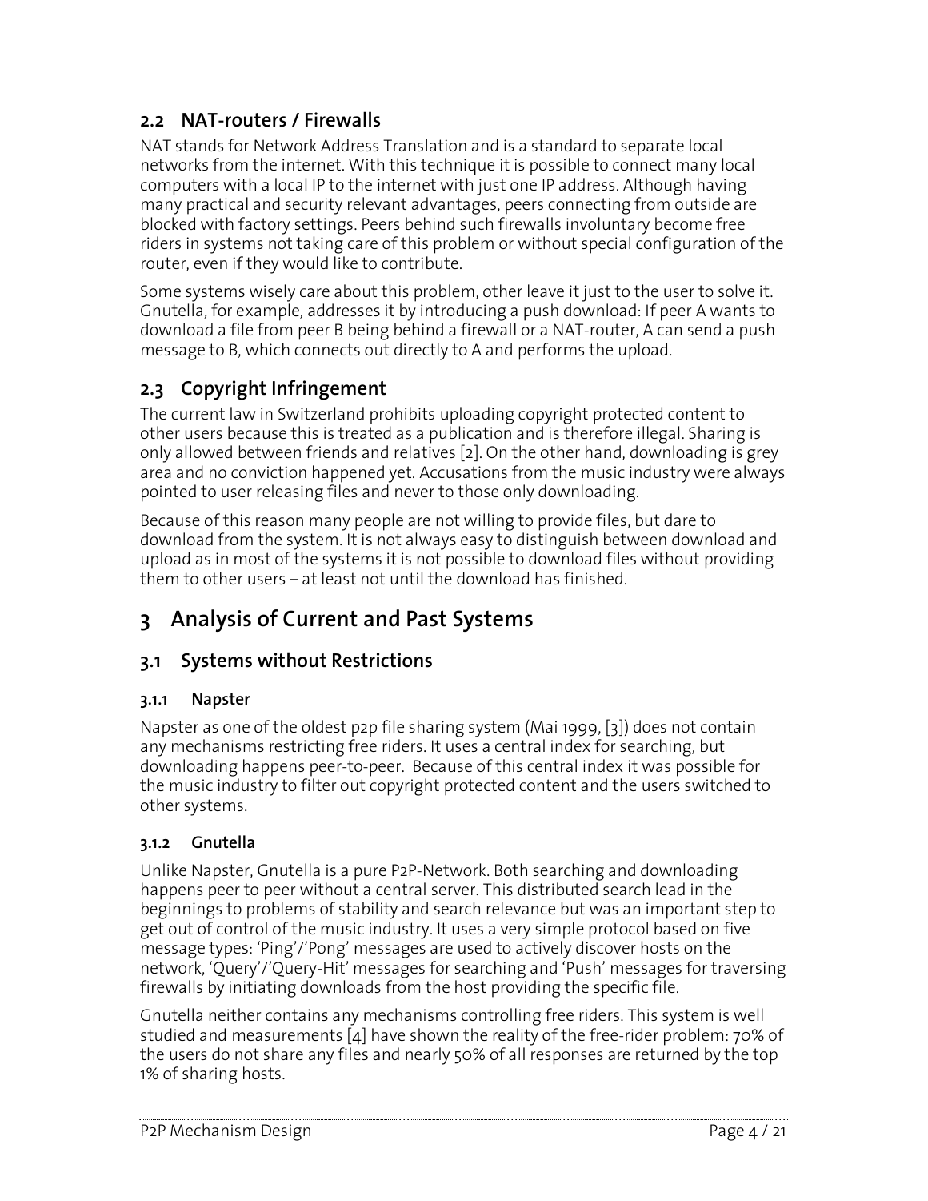### 2.2 NAT-routers / Firewalls

NAT stands for Network Address Translation and is a standard to separate local networks from the internet. With this technique it is possible to connect many local computers with a local IP to the internet with just one IP address. Although having many practical and security relevant advantages, peers connecting from outside are blocked with factory settings. Peers behind such firewalls involuntary become free riders in systems not taking care of this problem or without special configuration of the router, even if they would like to contribute.

Some systems wisely care about this problem, other leave it just to the user to solve it. Gnutella, for example, addresses it by introducing a push download: If peer A wants to download a file from peer B being behind a firewall or a NAT-router, A can send a push message to B, which connects out directly to A and performs the upload.

### 2.3 Copyright Infringement

The current law in Switzerland prohibits uploading copyright protected content to other users because this is treated as a publication and is therefore illegal. Sharing is only allowed between friends and relatives [2]. On the other hand, downloading is grey area and no conviction happened yet. Accusations from the music industry were always pointed to user releasing files and never to those only downloading.

Because of this reason many people are not willing to provide files, but dare to download from the system. It is not always easy to distinguish between download and upload as in most of the systems it is not possible to download files without providing them to other users – at least not until the download has finished.

## 3 Analysis of Current and Past Systems

### 3.1 Systems without Restrictions

#### 3.1.1 Napster

Napster as one of the oldest p2p file sharing system (Mai 1999, [3]) does not contain any mechanisms restricting free riders. It uses a central index for searching, but downloading happens peer-to-peer. Because of this central index it was possible for the music industry to filter out copyright protected content and the users switched to other systems.

#### 3.1.2 Gnutella

Unlike Napster, Gnutella is a pure P2P-Network. Both searching and downloading happens peer to peer without a central server. This distributed search lead in the beginnings to problems of stability and search relevance but was an important step to get out of control of the music industry. It uses a very simple protocol based on five message types: 'Ping'/'Pong' messages are used to actively discover hosts on the network, 'Query'/'Query-Hit' messages for searching and 'Push' messages for traversing firewalls by initiating downloads from the host providing the specific file.

Gnutella neither contains any mechanisms controlling free riders. This system is well studied and measurements [4] have shown the reality of the free-rider problem: 70% of the users do not share any files and nearly 50% of all responses are returned by the top 1% of sharing hosts.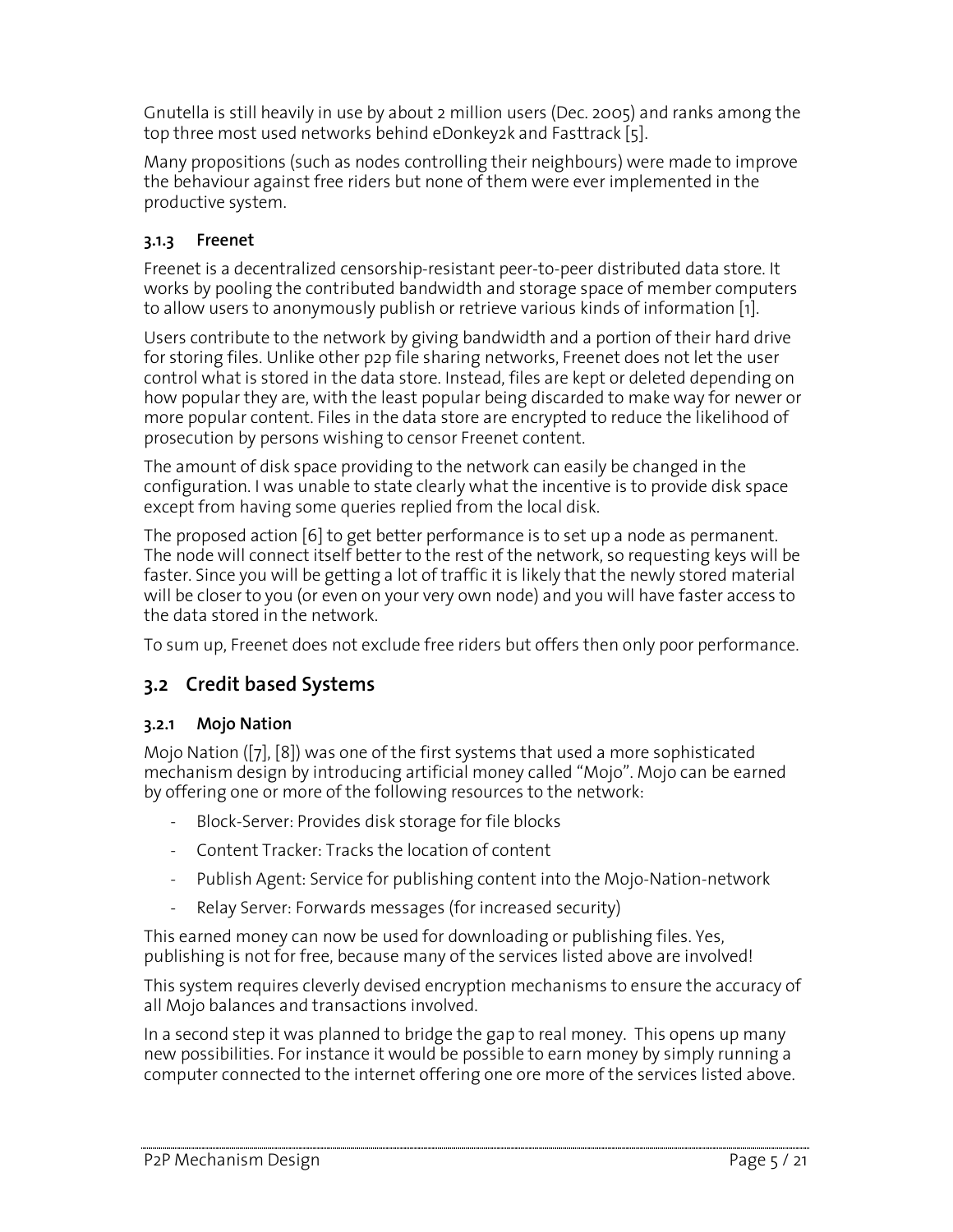Gnutella is still heavily in use by about 2 million users (Dec. 2005) and ranks among the top three most used networks behind eDonkey2k and Fasttrack [5].

Many propositions (such as nodes controlling their neighbours) were made to improve the behaviour against free riders but none of them were ever implemented in the productive system.

#### 3.1.3 Freenet

Freenet is a decentralized censorship-resistant peer-to-peer distributed data store. It works by pooling the contributed bandwidth and storage space of member computers to allow users to anonymously publish or retrieve various kinds of information [1].

Users contribute to the network by giving bandwidth and a portion of their hard drive for storing files. Unlike other p2p file sharing networks, Freenet does not let the user control what is stored in the data store. Instead, files are kept or deleted depending on how popular they are, with the least popular being discarded to make way for newer or more popular content. Files in the data store are encrypted to reduce the likelihood of prosecution by persons wishing to censor Freenet content.

The amount of disk space providing to the network can easily be changed in the configuration. I was unable to state clearly what the incentive is to provide disk space except from having some queries replied from the local disk.

The proposed action [6] to get better performance is to set up a node as permanent. The node will connect itself better to the rest of the network, so requesting keys will be faster. Since you will be getting a lot of traffic it is likely that the newly stored material will be closer to you (or even on your very own node) and you will have faster access to the data stored in the network.

To sum up, Freenet does not exclude free riders but offers then only poor performance.

### 3.2 Credit based Systems

#### 3.2.1 Mojo Nation

Mojo Nation ([7], [8]) was one of the first systems that used a more sophisticated mechanism design by introducing artificial money called "Mojo". Mojo can be earned by offering one or more of the following resources to the network:

- Block-Server: Provides disk storage for file blocks
- Content Tracker: Tracks the location of content
- Publish Agent: Service for publishing content into the Mojo-Nation-network
- Relay Server: Forwards messages (for increased security)

This earned money can now be used for downloading or publishing files. Yes, publishing is not for free, because many of the services listed above are involved!

This system requires cleverly devised encryption mechanisms to ensure the accuracy of all Mojo balances and transactions involved.

In a second step it was planned to bridge the gap to real money. This opens up many new possibilities. For instance it would be possible to earn money by simply running a computer connected to the internet offering one ore more of the services listed above.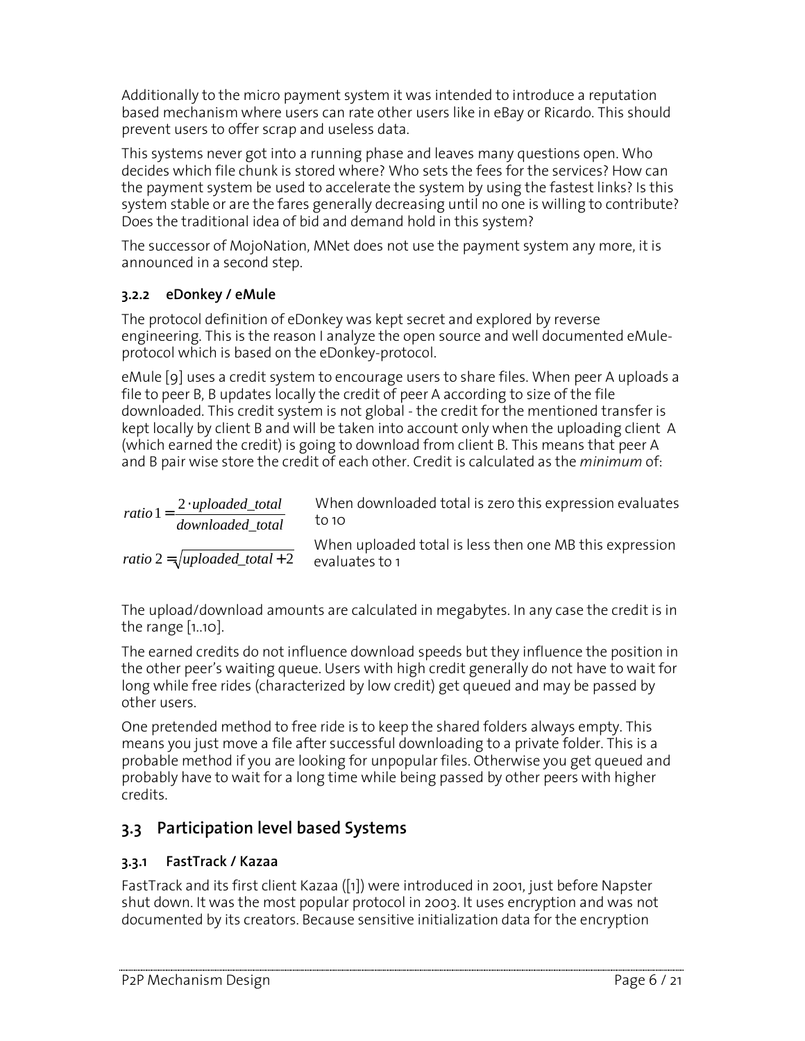Additionally to the micro payment system it was intended to introduce a reputation based mechanism where users can rate other users like in eBay or Ricardo. This should prevent users to offer scrap and useless data.

This systems never got into a running phase and leaves many questions open. Who decides which file chunk is stored where? Who sets the fees for the services? How can the payment system be used to accelerate the system by using the fastest links? Is this system stable or are the fares generally decreasing until no one is willing to contribute? Does the traditional idea of bid and demand hold in this system?

The successor of MojoNation, MNet does not use the payment system any more, it is announced in a second step.

### 3.2.2 eDonkey / eMule

The protocol definition of eDonkey was kept secret and explored by reverse engineering. This is the reason I analyze the open source and well documented eMule-protocol which is based on the eDonkey-protocol.

eMule [9] uses a credit system to encourage users to share files. When peer A uploads a file to peer B, B updates locally the credit of peer A according to size of the file downloaded. This credit system is not global - the credit for the mentioned transfer is kept locally by client B and will be taken into account only when the uploading client A (which earned the credit) is going to download from client B. This means that peer A and B pair wise store the credit of each other. Credit is calculated as the *minimum* of:

$$ratio1 = \frac{2 \cdot uploaded\_total}{downloaded\_total}$$

When downloaded total is zero this expression evaluates to 10

$$ratio2 = \sqrt{uploaded\_total + 2}$$

When uploaded total is less then one MB this expression evaluates to 1

The upload/download amounts are calculated in megabytes. In any case the credit is in the range [1..10].

The earned credits do not influence download speeds but they influence the position in the other peer's waiting queue. Users with high credit generally do not have to wait for long while free rides (characterized by low credit) get queued and may be passed by other users.

One pretended method to free ride is to keep the shared folders always empty. This means you just move a file after successful downloading to a private folder. This is a probable method if you are looking for unpopular files. Otherwise you get queued and probably have to wait for a long time while being passed by other peers with higher credits.

## 3.3 Participation level based Systems

### 3.3.1 FastTrack / Kazaa

FastTrack and its first client Kazaa ([1]) were introduced in 2001, just before Napster shut down. It was the most popular protocol in 2003. It uses encryption and was not documented by its creators. Because sensitive initialization data for the encryption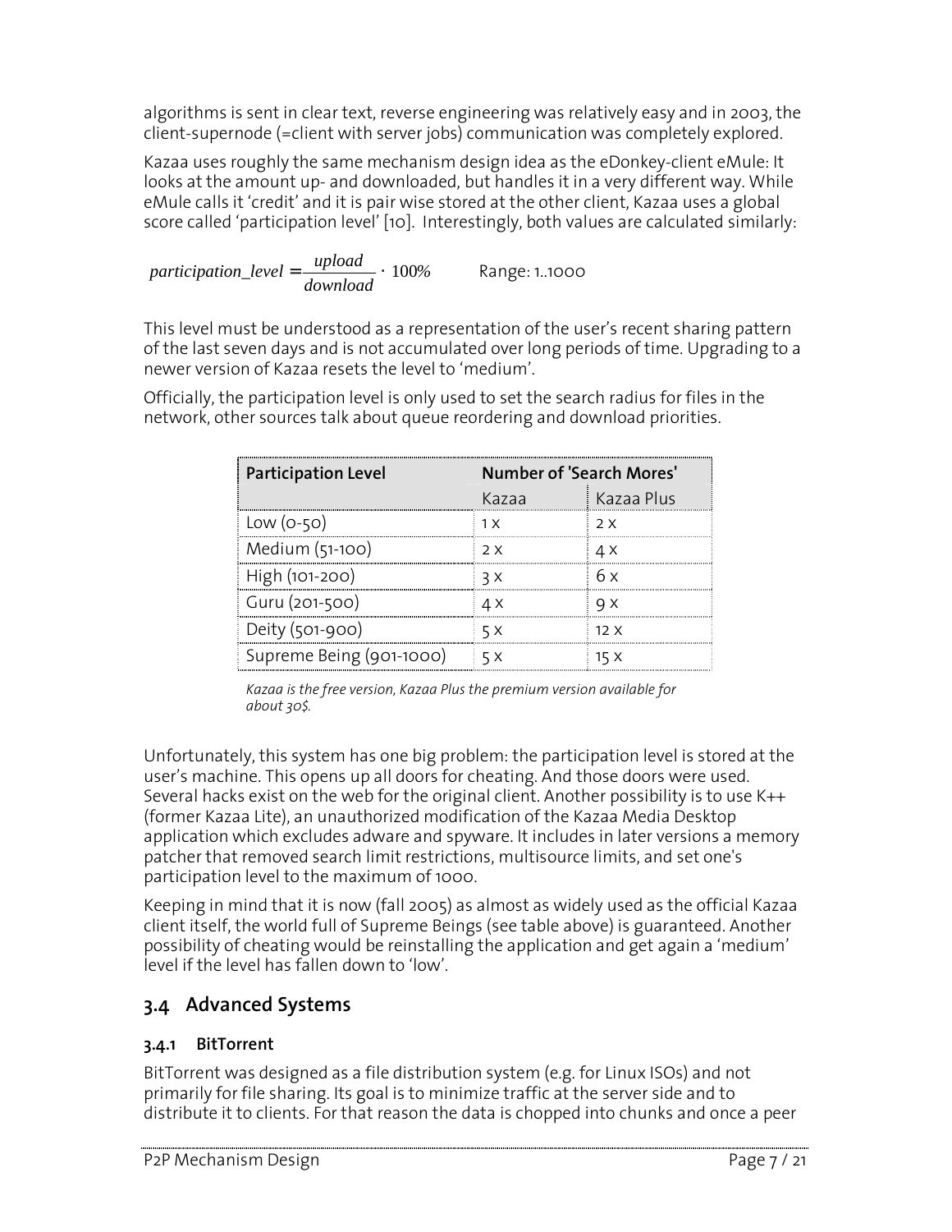algorithms is sent in clear text, reverse engineering was relatively easy and in 2003, the client-supernode (=client with server jobs) communication was completely explored.

Kazaa uses roughly the same mechanism design idea as the eDonkey-client eMule: It looks at the amount up- and downloaded, but handles it in a very different way. While eMule calls it 'credit' and it is pair wise stored at the other client, Kazaa uses a global score called 'participation level' [10]. Interestingly, both values are calculated similarly:

$$participation\_level = \frac{upload}{download} \cdot 100\% \qquad \text{Range: 1..1000}$$

This level must be understood as a representation of the user's recent sharing pattern of the last seven days and is not accumulated over long periods of time. Upgrading to a newer version of Kazaa resets the level to 'medium'.

Officially, the participation level is only used to set the search radius for files in the network, other sources talk about queue reordering and download priorities.

| Participation Level | Number of 'Search Mores' | |
|---|---|---|
| | Kazaa | Kazaa Plus |
| Low (0-50) | 1 x | 2 x |
| Medium (51-100) | 2 x | 4 x |
| High (101-200) | 3 x | 6 x |
| Guru (201-500) | 4 x | 9 x |
| Deity (501-900) | 5 x | 12 x |
| Supreme Being (901-1000) | 5 x | 15 x |

*Kazaa is the free version, Kazaa Plus the premium version available for about 30$.*

Unfortunately, this system has one big problem: the participation level is stored at the user's machine. This opens up all doors for cheating. And those doors were used. Several hacks exist on the web for the original client. Another possibility is to use K++ (former Kazaa Lite), an unauthorized modification of the Kazaa Media Desktop application which excludes adware and spyware. It includes in later versions a memory patcher that removed search limit restrictions, multisource limits, and set one's participation level to the maximum of 1000.

Keeping in mind that it is now (fall 2005) as almost as widely used as the official Kazaa client itself, the world full of Supreme Beings (see table above) is guaranteed. Another possibility of cheating would be reinstalling the application and get again a 'medium' level if the level has fallen down to 'low'.

## 3.4 Advanced Systems

### 3.4.1 BitTorrent

BitTorrent was designed as a file distribution system (e.g. for Linux ISOs) and not primarily for file sharing. Its goal is to minimize traffic at the server side and to distribute it to clients. For that reason the data is chopped into chunks and once a peer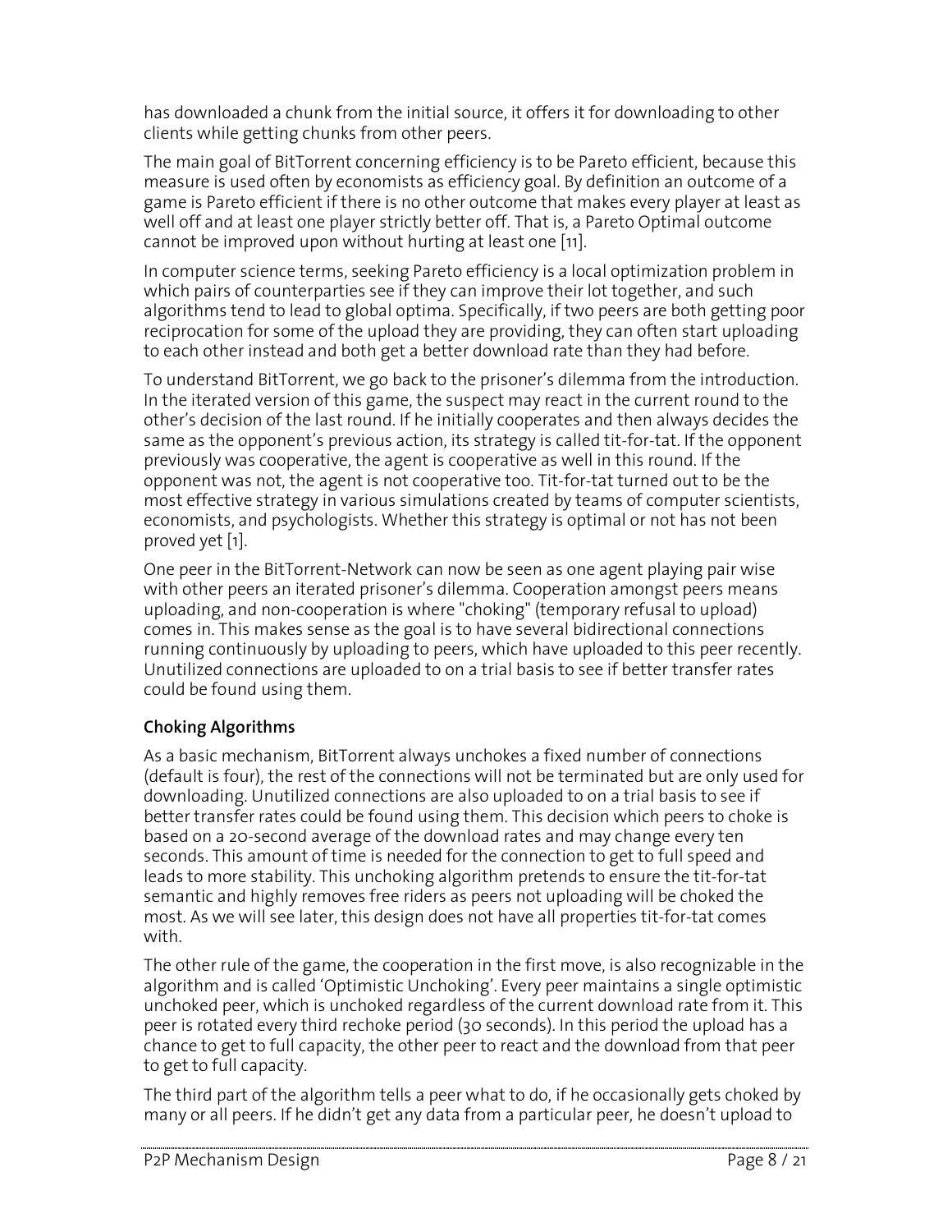has downloaded a chunk from the initial source, it offers it for downloading to other clients while getting chunks from other peers.

The main goal of BitTorrent concerning efficiency is to be Pareto efficient, because this measure is used often by economists as efficiency goal. By definition an outcome of a game is Pareto efficient if there is no other outcome that makes every player at least as well off and at least one player strictly better off. That is, a Pareto Optimal outcome cannot be improved upon without hurting at least one [11].

In computer science terms, seeking Pareto efficiency is a local optimization problem in which pairs of counterparties see if they can improve their lot together, and such algorithms tend to lead to global optima. Specifically, if two peers are both getting poor reciprocation for some of the upload they are providing, they can often start uploading to each other instead and both get a better download rate than they had before.

To understand BitTorrent, we go back to the prisoner's dilemma from the introduction. In the iterated version of this game, the suspect may react in the current round to the other's decision of the last round. If he initially cooperates and then always decides the same as the opponent's previous action, its strategy is called tit-for-tat. If the opponent previously was cooperative, the agent is cooperative as well in this round. If the opponent was not, the agent is not cooperative too. Tit-for-tat turned out to be the most effective strategy in various simulations created by teams of computer scientists, economists, and psychologists. Whether this strategy is optimal or not has not been proved yet [1].

One peer in the BitTorrent-Network can now be seen as one agent playing pair wise with other peers an iterated prisoner's dilemma. Cooperation amongst peers means uploading, and non-cooperation is where "choking" (temporary refusal to upload) comes in. This makes sense as the goal is to have several bidirectional connections running continuously by uploading to peers, which have uploaded to this peer recently. Unutilized connections are uploaded to on a trial basis to see if better transfer rates could be found using them.

### Choking Algorithms

As a basic mechanism, BitTorrent always unchokes a fixed number of connections (default is four), the rest of the connections will not be terminated but are only used for downloading. Unutilized connections are also uploaded to on a trial basis to see if better transfer rates could be found using them. This decision which peers to choke is based on a 20-second average of the download rates and may change every ten seconds. This amount of time is needed for the connection to get to full speed and leads to more stability. This unchoking algorithm pretends to ensure the tit-for-tat semantic and highly removes free riders as peers not uploading will be choked the most. As we will see later, this design does not have all properties tit-for-tat comes with.

The other rule of the game, the cooperation in the first move, is also recognizable in the algorithm and is called 'Optimistic Unchoking'. Every peer maintains a single optimistic unchoked peer, which is unchoked regardless of the current download rate from it. This peer is rotated every third rechoke period (30 seconds). In this period the upload has a chance to get to full capacity, the other peer to react and the download from that peer to get to full capacity.

The third part of the algorithm tells a peer what to do, if he occasionally gets choked by many or all peers. If he didn't get any data from a particular peer, he doesn't upload to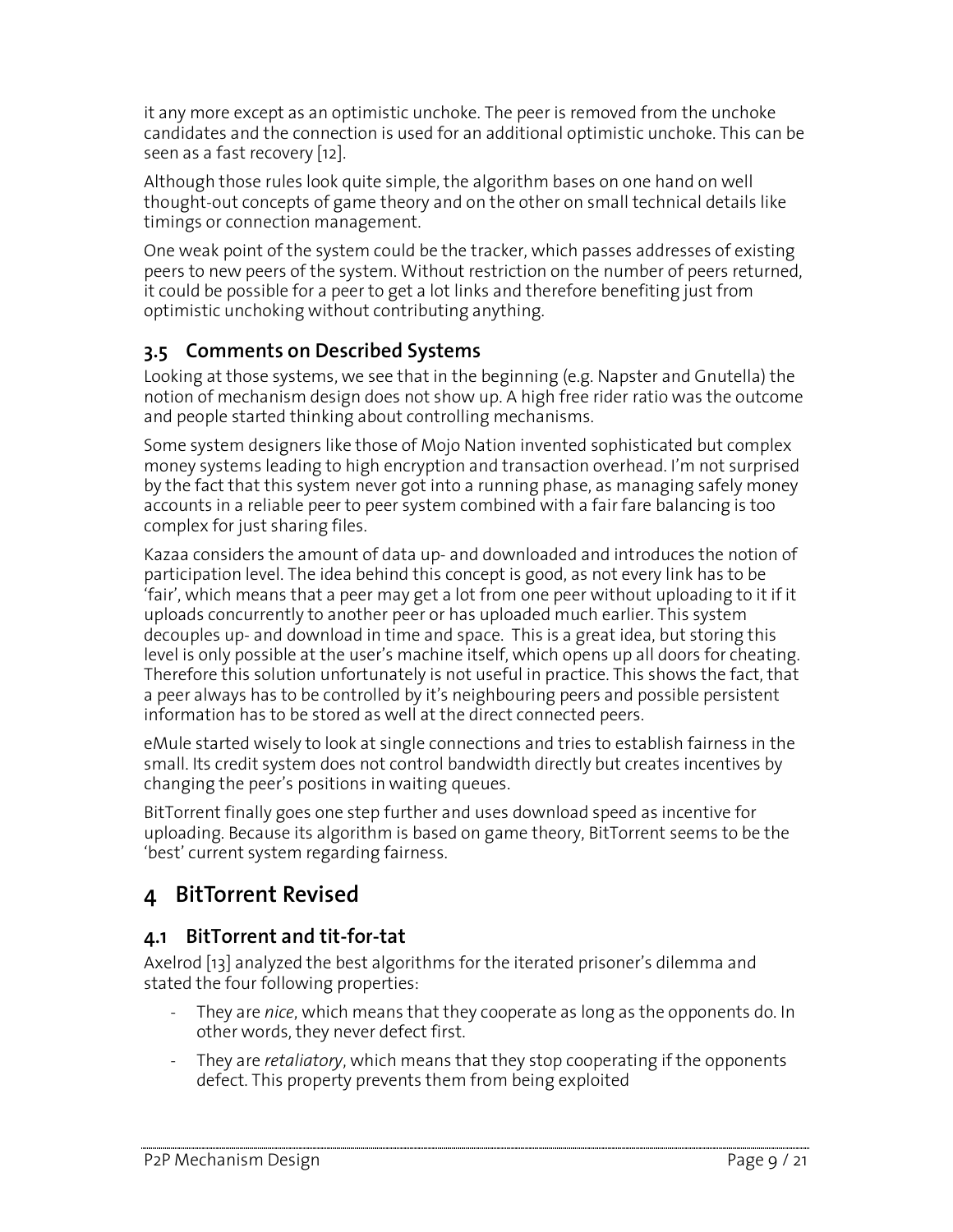it any more except as an optimistic unchoke. The peer is removed from the unchoke candidates and the connection is used for an additional optimistic unchoke. This can be seen as a fast recovery [12].

Although those rules look quite simple, the algorithm bases on one hand on well thought-out concepts of game theory and on the other on small technical details like timings or connection management.

One weak point of the system could be the tracker, which passes addresses of existing peers to new peers of the system. Without restriction on the number of peers returned, it could be possible for a peer to get a lot links and therefore benefiting just from optimistic unchoking without contributing anything.

## 3.5 Comments on Described Systems

Looking at those systems, we see that in the beginning (e.g. Napster and Gnutella) the notion of mechanism design does not show up. A high free rider ratio was the outcome and people started thinking about controlling mechanisms.

Some system designers like those of Mojo Nation invented sophisticated but complex money systems leading to high encryption and transaction overhead. I'm not surprised by the fact that this system never got into a running phase, as managing safely money accounts in a reliable peer to peer system combined with a fair fare balancing is too complex for just sharing files.

Kazaa considers the amount of data up- and downloaded and introduces the notion of participation level. The idea behind this concept is good, as not every link has to be 'fair', which means that a peer may get a lot from one peer without uploading to it if it uploads concurrently to another peer or has uploaded much earlier. This system decouples up- and download in time and space. This is a great idea, but storing this level is only possible at the user's machine itself, which opens up all doors for cheating. Therefore this solution unfortunately is not useful in practice. This shows the fact, that a peer always has to be controlled by it's neighbouring peers and possible persistent information has to be stored as well at the direct connected peers.

eMule started wisely to look at single connections and tries to establish fairness in the small. Its credit system does not control bandwidth directly but creates incentives by changing the peer's positions in waiting queues.

BitTorrent finally goes one step further and uses download speed as incentive for uploading. Because its algorithm is based on game theory, BitTorrent seems to be the 'best' current system regarding fairness.

# 4 BitTorrent Revised

## 4.1 BitTorrent and tit-for-tat

Axelrod [13] analyzed the best algorithms for the iterated prisoner's dilemma and stated the four following properties:

- They are *nice*, which means that they cooperate as long as the opponents do. In other words, they never defect first.
- They are *retaliatory*, which means that they stop cooperating if the opponents defect. This property prevents them from being exploited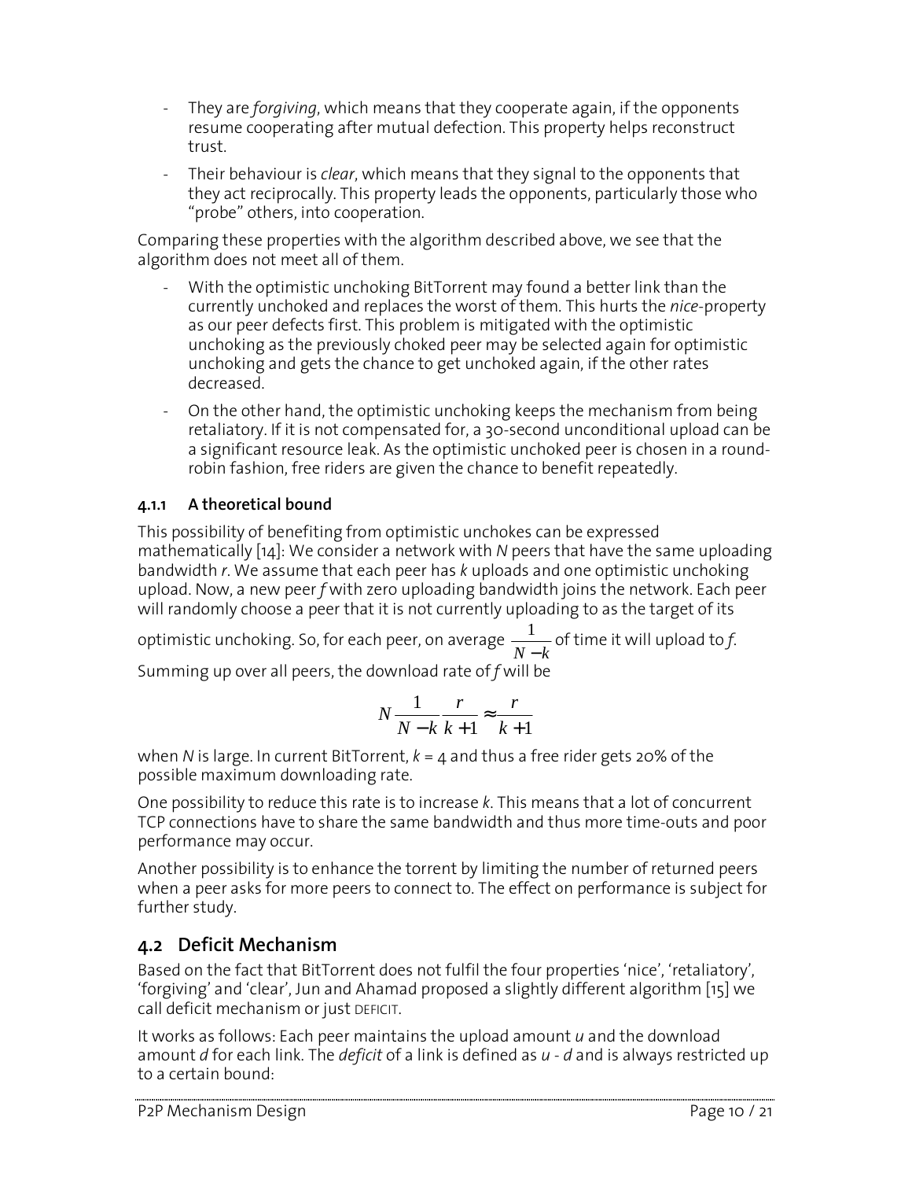- They are *forgiving*, which means that they cooperate again, if the opponents resume cooperating after mutual defection. This property helps reconstruct trust.
- Their behaviour is *clear*, which means that they signal to the opponents that they act reciprocally. This property leads the opponents, particularly those who "probe" others, into cooperation.

Comparing these properties with the algorithm described above, we see that the algorithm does not meet all of them.

- With the optimistic unchoking BitTorrent may found a better link than the currently unchoked and replaces the worst of them. This hurts the *nice*-property as our peer defects first. This problem is mitigated with the optimistic unchoking as the previously choked peer may be selected again for optimistic unchoking and gets the chance to get unchoked again, if the other rates decreased.
- On the other hand, the optimistic unchoking keeps the mechanism from being retaliatory. If it is not compensated for, a 30-second unconditional upload can be a significant resource leak. As the optimistic unchoked peer is chosen in a round-robin fashion, free riders are given the chance to benefit repeatedly.

#### 4.1.1 A theoretical bound

This possibility of benefiting from optimistic unchokes can be expressed mathematically [14]: We consider a network with $N$ peers that have the same uploading bandwidth $r$. We assume that each peer has $k$ uploads and one optimistic unchoking upload. Now, a new peer $f$ with zero uploading bandwidth joins the network. Each peer will randomly choose a peer that it is not currently uploading to as the target of its optimistic unchoking. So, for each peer, on average $\frac{1}{N-k}$ of time it will upload to $f$. Summing up over all peers, the download rate of $f$ will be

$$N \frac{1}{N-k} \frac{r}{k+1} \approx \frac{r}{k+1}$$

when $N$ is large. In current BitTorrent, $k = 4$ and thus a free rider gets 20% of the possible maximum downloading rate.

One possibility to reduce this rate is to increase $k$. This means that a lot of concurrent TCP connections have to share the same bandwidth and thus more time-outs and poor performance may occur.

Another possibility is to enhance the torrent by limiting the number of returned peers when a peer asks for more peers to connect to. The effect on performance is subject for further study.

### 4.2 Deficit Mechanism

Based on the fact that BitTorrent does not fulfil the four properties 'nice', 'retaliatory', 'forgiving' and 'clear', Jun and Ahamad proposed a slightly different algorithm [15] we call deficit mechanism or just DEFICIT.

It works as follows: Each peer maintains the upload amount $u$ and the download amount $d$ for each link. The *deficit* of a link is defined as $u$ - $d$ and is always restricted up to a certain bound: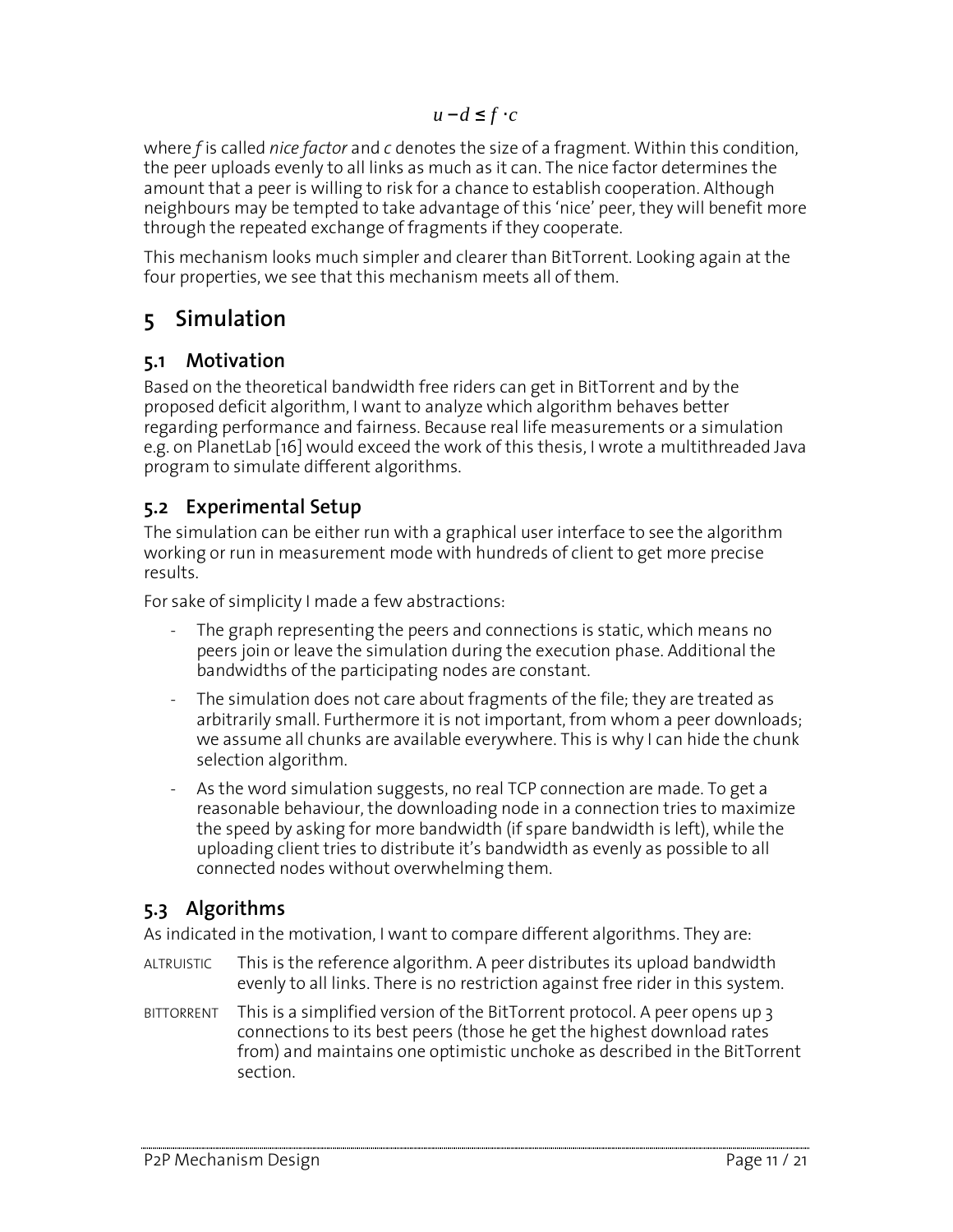$$u - d \leq f \cdot c$$

where *f* is called *nice factor* and *c* denotes the size of a fragment. Within this condition, the peer uploads evenly to all links as much as it can. The nice factor determines the amount that a peer is willing to risk for a chance to establish cooperation. Although neighbours may be tempted to take advantage of this 'nice' peer, they will benefit more through the repeated exchange of fragments if they cooperate.

This mechanism looks much simpler and clearer than BitTorrent. Looking again at the four properties, we see that this mechanism meets all of them.

# 5 Simulation

## 5.1 Motivation

Based on the theoretical bandwidth free riders can get in BitTorrent and by the proposed deficit algorithm, I want to analyze which algorithm behaves better regarding performance and fairness. Because real life measurements or a simulation e.g. on PlanetLab [16] would exceed the work of this thesis, I wrote a multithreaded Java program to simulate different algorithms.

## 5.2 Experimental Setup

The simulation can be either run with a graphical user interface to see the algorithm working or run in measurement mode with hundreds of client to get more precise results.

For sake of simplicity I made a few abstractions:

- The graph representing the peers and connections is static, which means no peers join or leave the simulation during the execution phase. Additional the bandwidths of the participating nodes are constant.
- The simulation does not care about fragments of the file; they are treated as arbitrarily small. Furthermore it is not important, from whom a peer downloads; we assume all chunks are available everywhere. This is why I can hide the chunk selection algorithm.
- As the word simulation suggests, no real TCP connection are made. To get a reasonable behaviour, the downloading node in a connection tries to maximize the speed by asking for more bandwidth (if spare bandwidth is left), while the uploading client tries to distribute it's bandwidth as evenly as possible to all connected nodes without overwhelming them.

## 5.3 Algorithms

As indicated in the motivation, I want to compare different algorithms. They are:

ALTRUISTIC — This is the reference algorithm. A peer distributes its upload bandwidth evenly to all links. There is no restriction against free rider in this system.

BITTORRENT — This is a simplified version of the BitTorrent protocol. A peer opens up 3 connections to its best peers (those he get the highest download rates from) and maintains one optimistic unchoke as described in the BitTorrent section.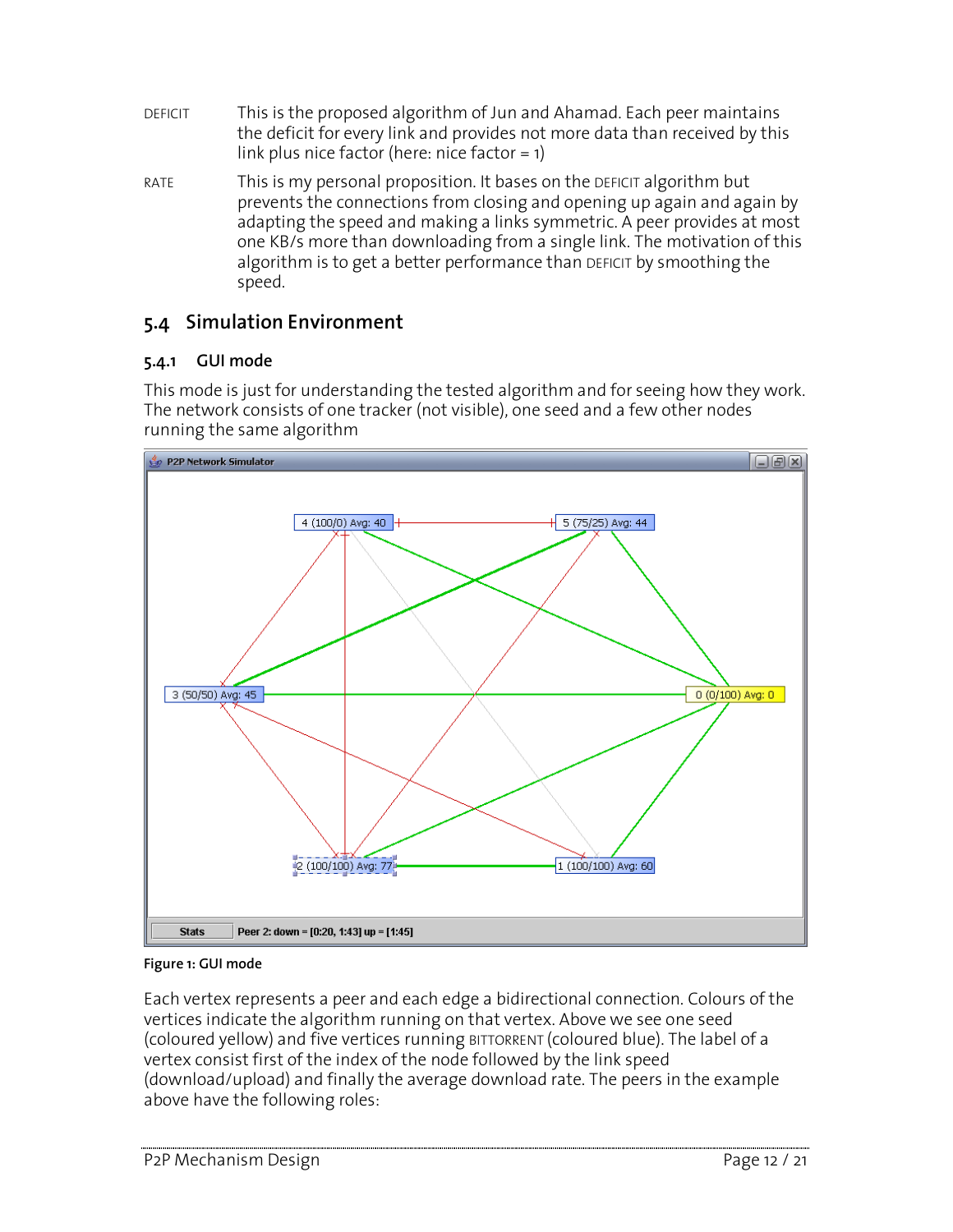DEFICIT — This is the proposed algorithm of Jun and Ahamad. Each peer maintains the deficit for every link and provides not more data than received by this link plus nice factor (here: nice factor = 1)

RATE — This is my personal proposition. It bases on the DEFICIT algorithm but prevents the connections from closing and opening up again and again by adapting the speed and making a links symmetric. A peer provides at most one KB/s more than downloading from a single link. The motivation of this algorithm is to get a better performance than DEFICIT by smoothing the speed.

## 5.4 Simulation Environment

### 5.4.1 GUI mode

This mode is just for understanding the tested algorithm and for seeing how they work. The network consists of one tracker (not visible), one seed and a few other nodes running the same algorithm

**Figure 1: GUI mode**

Each vertex represents a peer and each edge a bidirectional connection. Colours of the vertices indicate the algorithm running on that vertex. Above we see one seed (coloured yellow) and five vertices running BITTORRENT (coloured blue). The label of a vertex consist first of the index of the node followed by the link speed (download/upload) and finally the average download rate. The peers in the example above have the following roles: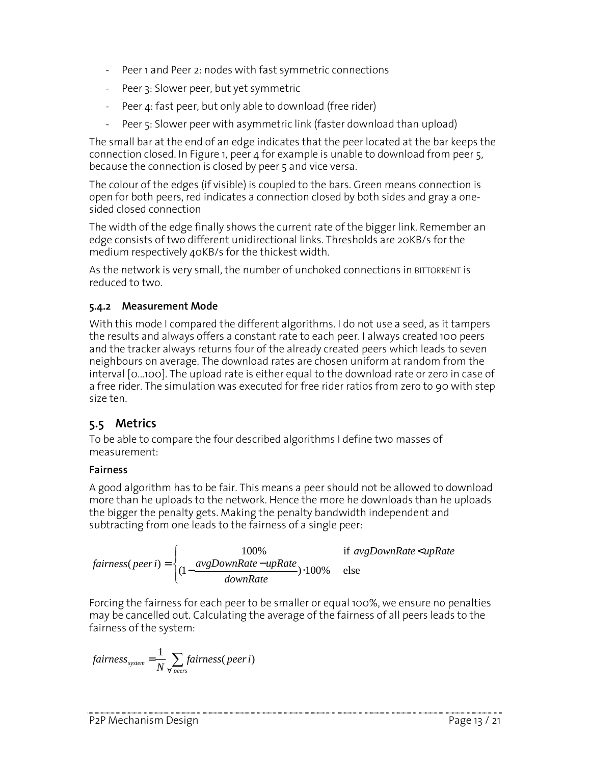- Peer 1 and Peer 2: nodes with fast symmetric connections
- Peer 3: Slower peer, but yet symmetric
- Peer 4: fast peer, but only able to download (free rider)
- Peer 5: Slower peer with asymmetric link (faster download than upload)

The small bar at the end of an edge indicates that the peer located at the bar keeps the connection closed. In Figure 1, peer 4 for example is unable to download from peer 5, because the connection is closed by peer 5 and vice versa.

The colour of the edges (if visible) is coupled to the bars. Green means connection is open for both peers, red indicates a connection closed by both sides and gray a one-sided closed connection

The width of the edge finally shows the current rate of the bigger link. Remember an edge consists of two different unidirectional links. Thresholds are 20KB/s for the medium respectively 40KB/s for the thickest width.

As the network is very small, the number of unchoked connections in BITTORRENT is reduced to two.

### 5.4.2 Measurement Mode

With this mode I compared the different algorithms. I do not use a seed, as it tampers the results and always offers a constant rate to each peer. I always created 100 peers and the tracker always returns four of the already created peers which leads to seven neighbours on average. The download rates are chosen uniform at random from the interval [0...100]. The upload rate is either equal to the download rate or zero in case of a free rider. The simulation was executed for free rider ratios from zero to 90 with step size ten.

## 5.5 Metrics

To be able to compare the four described algorithms I define two masses of measurement:

**Fairness**

A good algorithm has to be fair. This means a peer should not be allowed to download more than he uploads to the network. Hence the more he downloads than he uploads the bigger the penalty gets. Making the penalty bandwidth independent and subtracting from one leads to the fairness of a single peer:

$$fairness(peer\,i) = \begin{cases} 100\% & \text{if } avgDownRate < upRate \\ (1 - \frac{avgDownRate - upRate}{downRate}) \cdot 100\% & \text{else} \end{cases}$$

Forcing the fairness for each peer to be smaller or equal 100%, we ensure no penalties may be cancelled out. Calculating the average of the fairness of all peers leads to the fairness of the system:

$$fairness_{system} = \frac{1}{N} \sum_{\forall peers} fairness(peer\,i)$$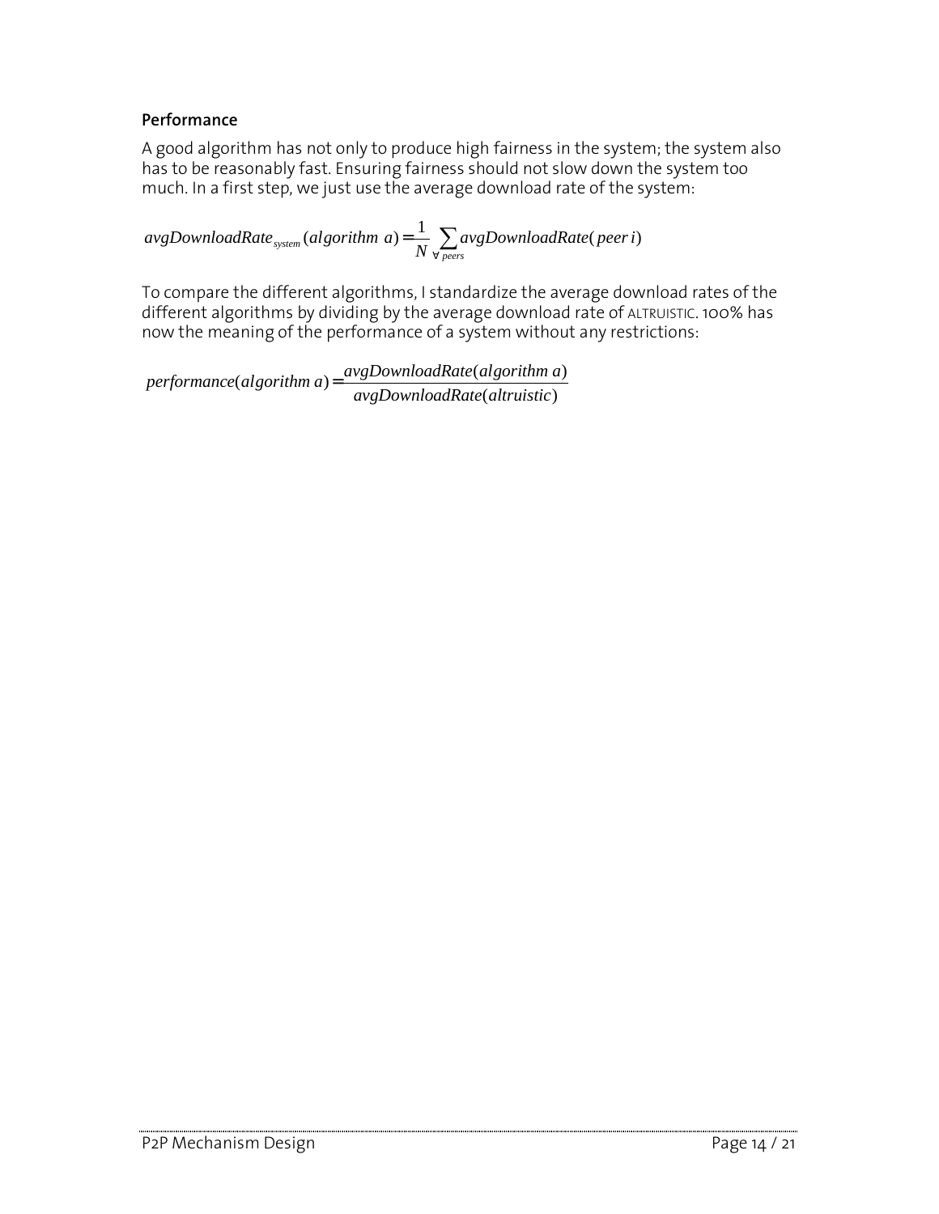### Performance

A good algorithm has not only to produce high fairness in the system; the system also has to be reasonably fast. Ensuring fairness should not slow down the system too much. In a first step, we just use the average download rate of the system:

$$avgDownloadRate_{system}(algorithm\ a) = \frac{1}{N} \sum_{\forall\, peers} avgDownloadRate(peer\, i)$$

To compare the different algorithms, I standardize the average download rates of the different algorithms by dividing by the average download rate of ALTRUISTIC. 100% has now the meaning of the performance of a system without any restrictions:

$$performance(algorithm\ a) = \frac{avgDownloadRate(algorithm\ a)}{avgDownloadRate(altruistic)}$$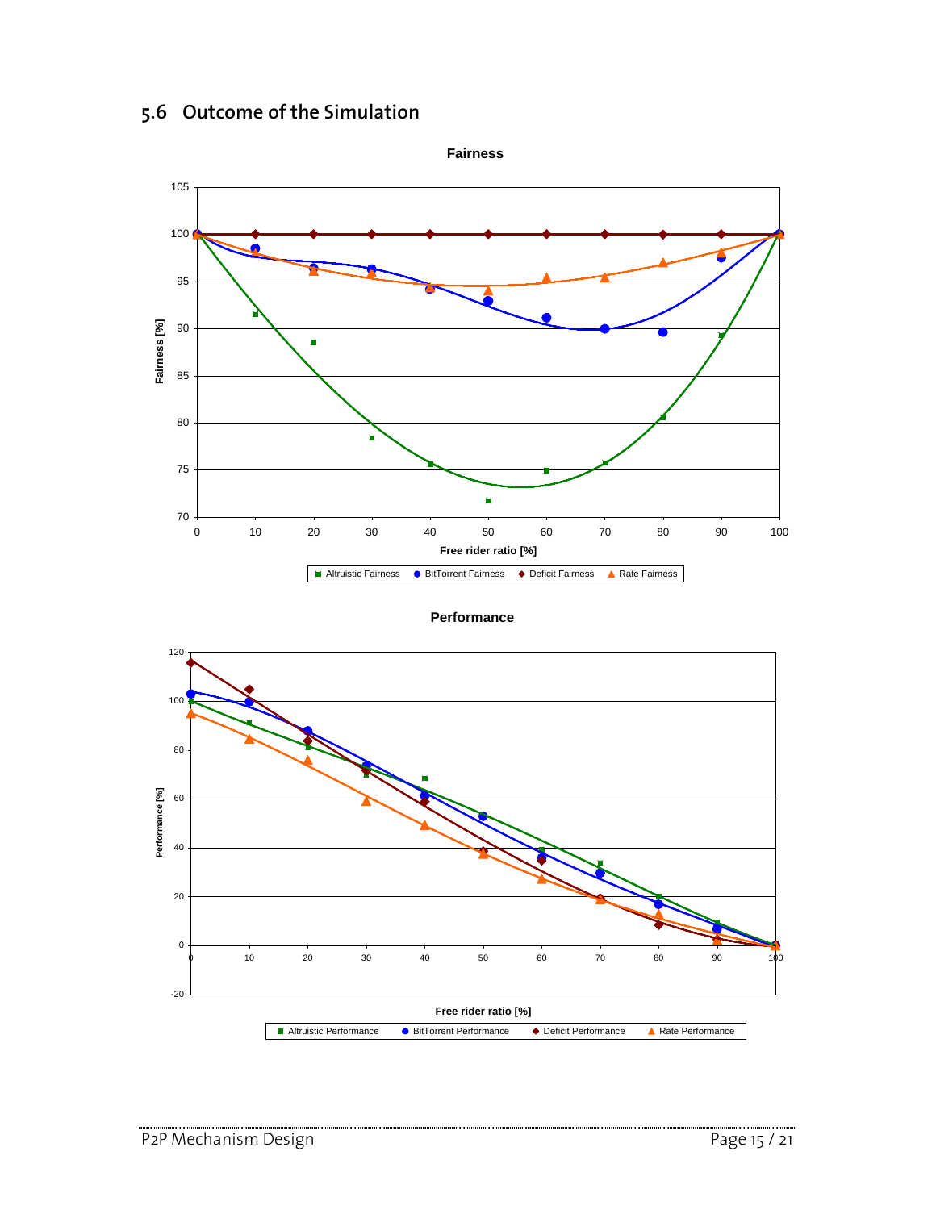## 5.6 Outcome of the Simulation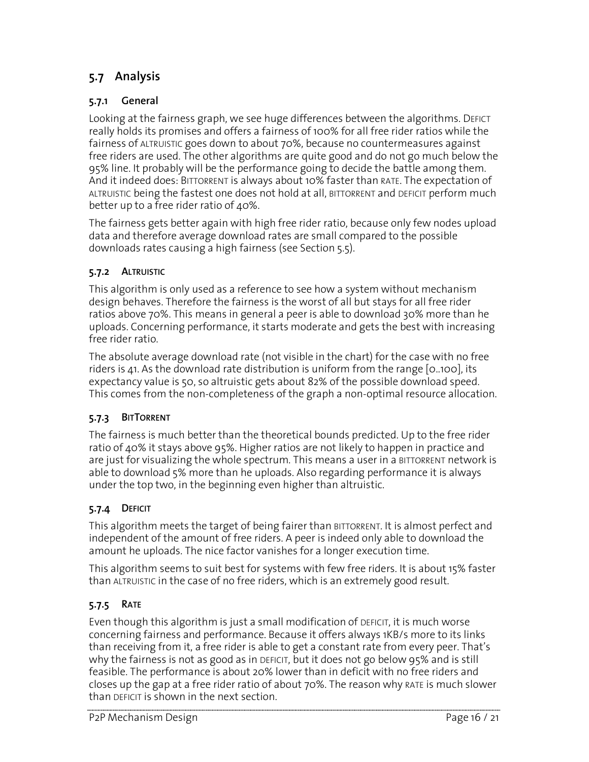## 5.7 Analysis

### 5.7.1 General

Looking at the fairness graph, we see huge differences between the algorithms. DEFICT really holds its promises and offers a fairness of 100% for all free rider ratios while the fairness of ALTRUISTIC goes down to about 70%, because no countermeasures against free riders are used. The other algorithms are quite good and do not go much below the 95% line. It probably will be the performance going to decide the battle among them. And it indeed does: BITTORRENT is always about 10% faster than RATE. The expectation of ALTRUISTIC being the fastest one does not hold at all, BITTORRENT and DEFICIT perform much better up to a free rider ratio of 40%.

The fairness gets better again with high free rider ratio, because only few nodes upload data and therefore average download rates are small compared to the possible downloads rates causing a high fairness (see Section 5.5).

### 5.7.2 ALTRUISTIC

This algorithm is only used as a reference to see how a system without mechanism design behaves. Therefore the fairness is the worst of all but stays for all free rider ratios above 70%. This means in general a peer is able to download 30% more than he uploads. Concerning performance, it starts moderate and gets the best with increasing free rider ratio.

The absolute average download rate (not visible in the chart) for the case with no free riders is 41. As the download rate distribution is uniform from the range [0..100], its expectancy value is 50, so altruistic gets about 82% of the possible download speed. This comes from the non-completeness of the graph a non-optimal resource allocation.

### 5.7.3 BITTORRENT

The fairness is much better than the theoretical bounds predicted. Up to the free rider ratio of 40% it stays above 95%. Higher ratios are not likely to happen in practice and are just for visualizing the whole spectrum. This means a user in a BITTORRENT network is able to download 5% more than he uploads. Also regarding performance it is always under the top two, in the beginning even higher than altruistic.

### 5.7.4 DEFICIT

This algorithm meets the target of being fairer than BITTORRENT. It is almost perfect and independent of the amount of free riders. A peer is indeed only able to download the amount he uploads. The nice factor vanishes for a longer execution time.

This algorithm seems to suit best for systems with few free riders. It is about 15% faster than ALTRUISTIC in the case of no free riders, which is an extremely good result.

### 5.7.5 RATE

Even though this algorithm is just a small modification of DEFICIT, it is much worse concerning fairness and performance. Because it offers always 1KB/s more to its links than receiving from it, a free rider is able to get a constant rate from every peer. That's why the fairness is not as good as in DEFICIT, but it does not go below 95% and is still feasible. The performance is about 20% lower than in deficit with no free riders and closes up the gap at a free rider ratio of about 70%. The reason why RATE is much slower than DEFICIT is shown in the next section.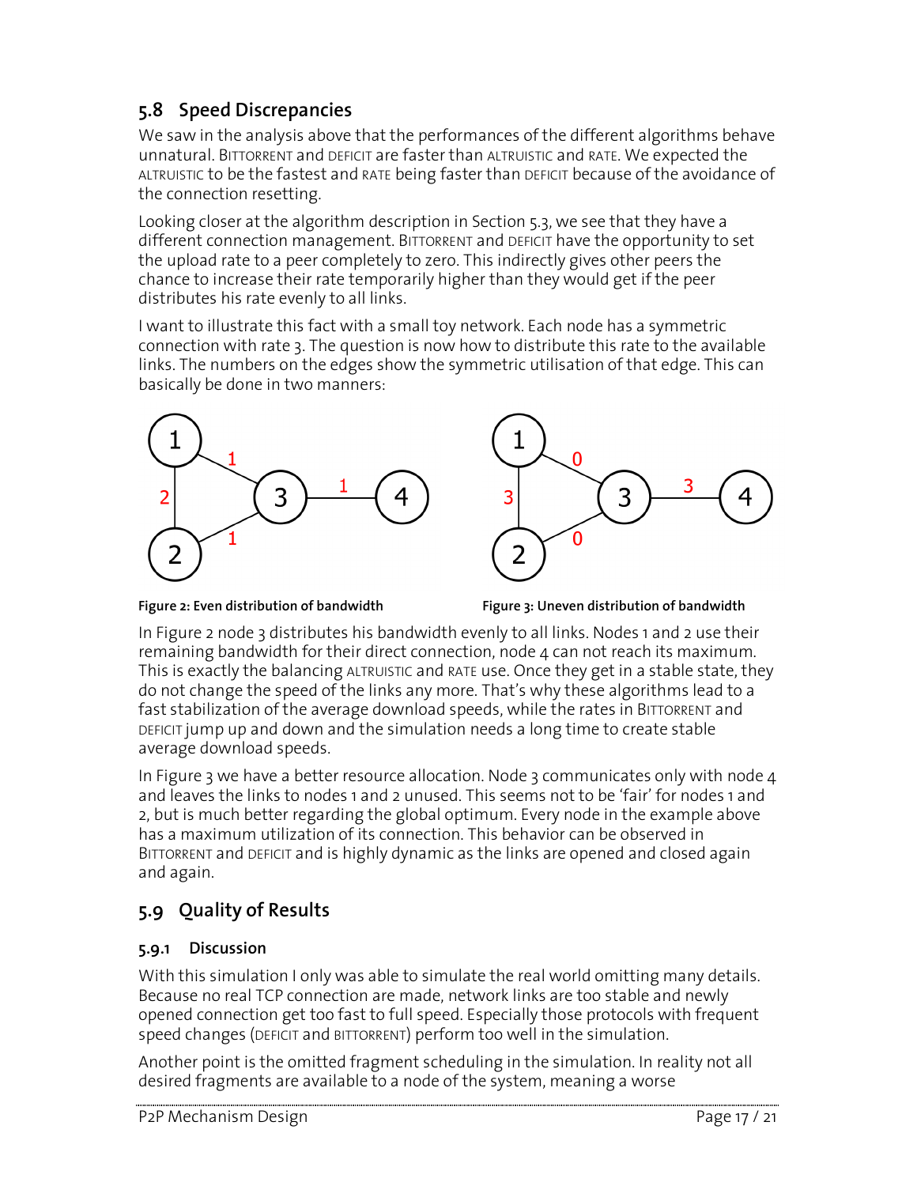## 5.8 Speed Discrepancies

We saw in the analysis above that the performances of the different algorithms behave unnatural. BITTORRENT and DEFICIT are faster than ALTRUISTIC and RATE. We expected the ALTRUISTIC to be the fastest and RATE being faster than DEFICIT because of the avoidance of the connection resetting.

Looking closer at the algorithm description in Section 5.3, we see that they have a different connection management. BITTORRENT and DEFICIT have the opportunity to set the upload rate to a peer completely to zero. This indirectly gives other peers the chance to increase their rate temporarily higher than they would get if the peer distributes his rate evenly to all links.

I want to illustrate this fact with a small toy network. Each node has a symmetric connection with rate 3. The question is now how to distribute this rate to the available links. The numbers on the edges show the symmetric utilisation of that edge. This can basically be done in two manners:

**Figure 2: Even distribution of bandwidth**

**Figure 3: Uneven distribution of bandwidth**

In Figure 2 node 3 distributes his bandwidth evenly to all links. Nodes 1 and 2 use their remaining bandwidth for their direct connection, node 4 can not reach its maximum. This is exactly the balancing ALTRUISTIC and RATE use. Once they get in a stable state, they do not change the speed of the links any more. That's why these algorithms lead to a fast stabilization of the average download speeds, while the rates in BITTORRENT and DEFICIT jump up and down and the simulation needs a long time to create stable average download speeds.

In Figure 3 we have a better resource allocation. Node 3 communicates only with node 4 and leaves the links to nodes 1 and 2 unused. This seems not to be 'fair' for nodes 1 and 2, but is much better regarding the global optimum. Every node in the example above has a maximum utilization of its connection. This behavior can be observed in BITTORRENT and DEFICIT and is highly dynamic as the links are opened and closed again and again.

## 5.9 Quality of Results

### 5.9.1 Discussion

With this simulation I only was able to simulate the real world omitting many details. Because no real TCP connection are made, network links are too stable and newly opened connection get too fast to full speed. Especially those protocols with frequent speed changes (DEFICIT and BITTORRENT) perform too well in the simulation.

Another point is the omitted fragment scheduling in the simulation. In reality not all desired fragments are available to a node of the system, meaning a worse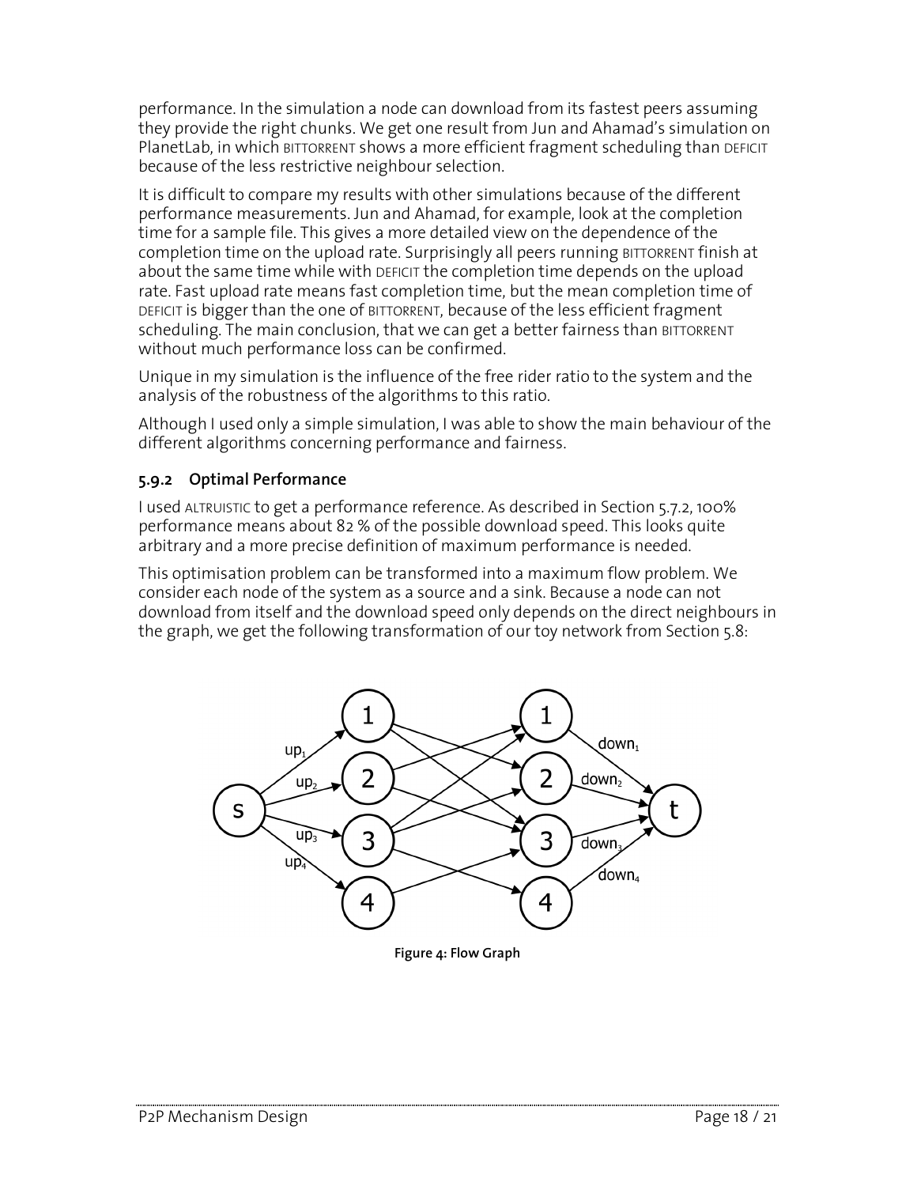performance. In the simulation a node can download from its fastest peers assuming they provide the right chunks. We get one result from Jun and Ahamad's simulation on PlanetLab, in which BITTORRENT shows a more efficient fragment scheduling than DEFICIT because of the less restrictive neighbour selection.

It is difficult to compare my results with other simulations because of the different performance measurements. Jun and Ahamad, for example, look at the completion time for a sample file. This gives a more detailed view on the dependence of the completion time on the upload rate. Surprisingly all peers running BITTORRENT finish at about the same time while with DEFICIT the completion time depends on the upload rate. Fast upload rate means fast completion time, but the mean completion time of DEFICIT is bigger than the one of BITTORRENT, because of the less efficient fragment scheduling. The main conclusion, that we can get a better fairness than BITTORRENT without much performance loss can be confirmed.

Unique in my simulation is the influence of the free rider ratio to the system and the analysis of the robustness of the algorithms to this ratio.

Although I used only a simple simulation, I was able to show the main behaviour of the different algorithms concerning performance and fairness.

### 5.9.2 Optimal Performance

I used ALTRUISTIC to get a performance reference. As described in Section 5.7.2, 100% performance means about 82 % of the possible download speed. This looks quite arbitrary and a more precise definition of maximum performance is needed.

This optimisation problem can be transformed into a maximum flow problem. We consider each node of the system as a source and a sink. Because a node can not download from itself and the download speed only depends on the direct neighbours in the graph, we get the following transformation of our toy network from Section 5.8:

**Figure 4: Flow Graph**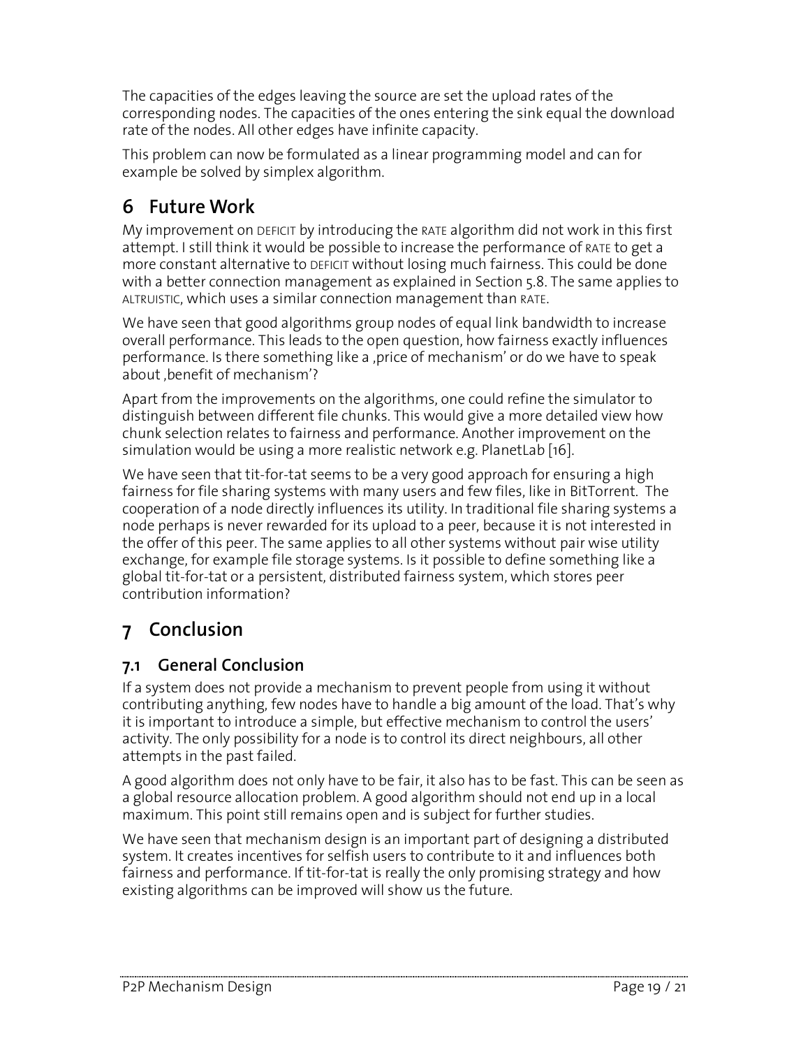The capacities of the edges leaving the source are set the upload rates of the corresponding nodes. The capacities of the ones entering the sink equal the download rate of the nodes. All other edges have infinite capacity.

This problem can now be formulated as a linear programming model and can for example be solved by simplex algorithm.

# 6 Future Work

My improvement on DEFICIT by introducing the RATE algorithm did not work in this first attempt. I still think it would be possible to increase the performance of RATE to get a more constant alternative to DEFICIT without losing much fairness. This could be done with a better connection management as explained in Section 5.8. The same applies to ALTRUISTIC, which uses a similar connection management than RATE.

We have seen that good algorithms group nodes of equal link bandwidth to increase overall performance. This leads to the open question, how fairness exactly influences performance. Is there something like a ‚price of mechanism' or do we have to speak about ‚benefit of mechanism'?

Apart from the improvements on the algorithms, one could refine the simulator to distinguish between different file chunks. This would give a more detailed view how chunk selection relates to fairness and performance. Another improvement on the simulation would be using a more realistic network e.g. PlanetLab [16].

We have seen that tit-for-tat seems to be a very good approach for ensuring a high fairness for file sharing systems with many users and few files, like in BitTorrent. The cooperation of a node directly influences its utility. In traditional file sharing systems a node perhaps is never rewarded for its upload to a peer, because it is not interested in the offer of this peer. The same applies to all other systems without pair wise utility exchange, for example file storage systems. Is it possible to define something like a global tit-for-tat or a persistent, distributed fairness system, which stores peer contribution information?

# 7 Conclusion

## 7.1 General Conclusion

If a system does not provide a mechanism to prevent people from using it without contributing anything, few nodes have to handle a big amount of the load. That's why it is important to introduce a simple, but effective mechanism to control the users' activity. The only possibility for a node is to control its direct neighbours, all other attempts in the past failed.

A good algorithm does not only have to be fair, it also has to be fast. This can be seen as a global resource allocation problem. A good algorithm should not end up in a local maximum. This point still remains open and is subject for further studies.

We have seen that mechanism design is an important part of designing a distributed system. It creates incentives for selfish users to contribute to it and influences both fairness and performance. If tit-for-tat is really the only promising strategy and how existing algorithms can be improved will show us the future.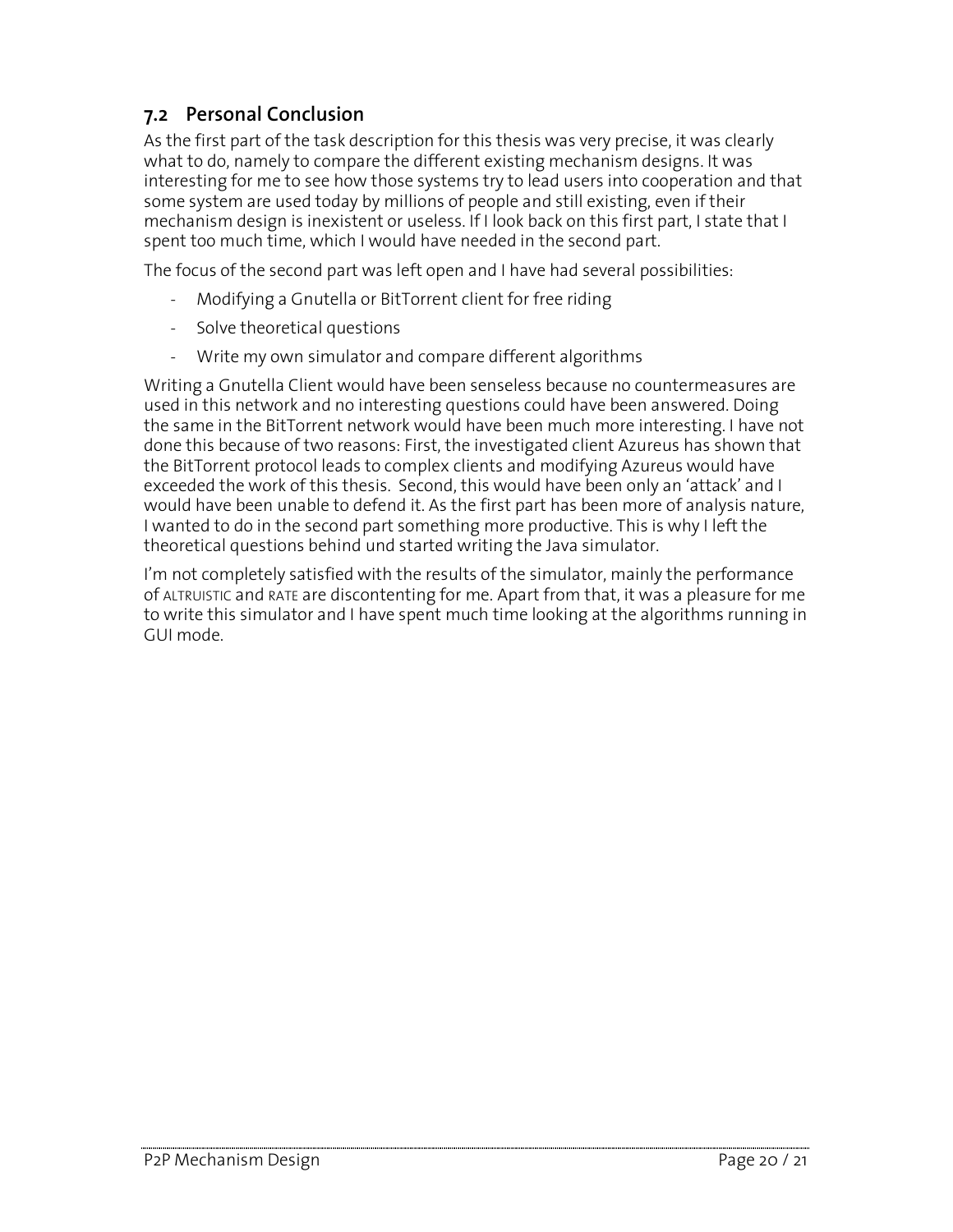## 7.2 Personal Conclusion

As the first part of the task description for this thesis was very precise, it was clearly what to do, namely to compare the different existing mechanism designs. It was interesting for me to see how those systems try to lead users into cooperation and that some system are used today by millions of people and still existing, even if their mechanism design is inexistent or useless. If I look back on this first part, I state that I spent too much time, which I would have needed in the second part.

The focus of the second part was left open and I have had several possibilities:

- Modifying a Gnutella or BitTorrent client for free riding
- Solve theoretical questions
- Write my own simulator and compare different algorithms

Writing a Gnutella Client would have been senseless because no countermeasures are used in this network and no interesting questions could have been answered. Doing the same in the BitTorrent network would have been much more interesting. I have not done this because of two reasons: First, the investigated client Azureus has shown that the BitTorrent protocol leads to complex clients and modifying Azureus would have exceeded the work of this thesis. Second, this would have been only an 'attack' and I would have been unable to defend it. As the first part has been more of analysis nature, I wanted to do in the second part something more productive. This is why I left the theoretical questions behind und started writing the Java simulator.

I'm not completely satisfied with the results of the simulator, mainly the performance of ALTRUISTIC and RATE are discontenting for me. Apart from that, it was a pleasure for me to write this simulator and I have spent much time looking at the algorithms running in GUI mode.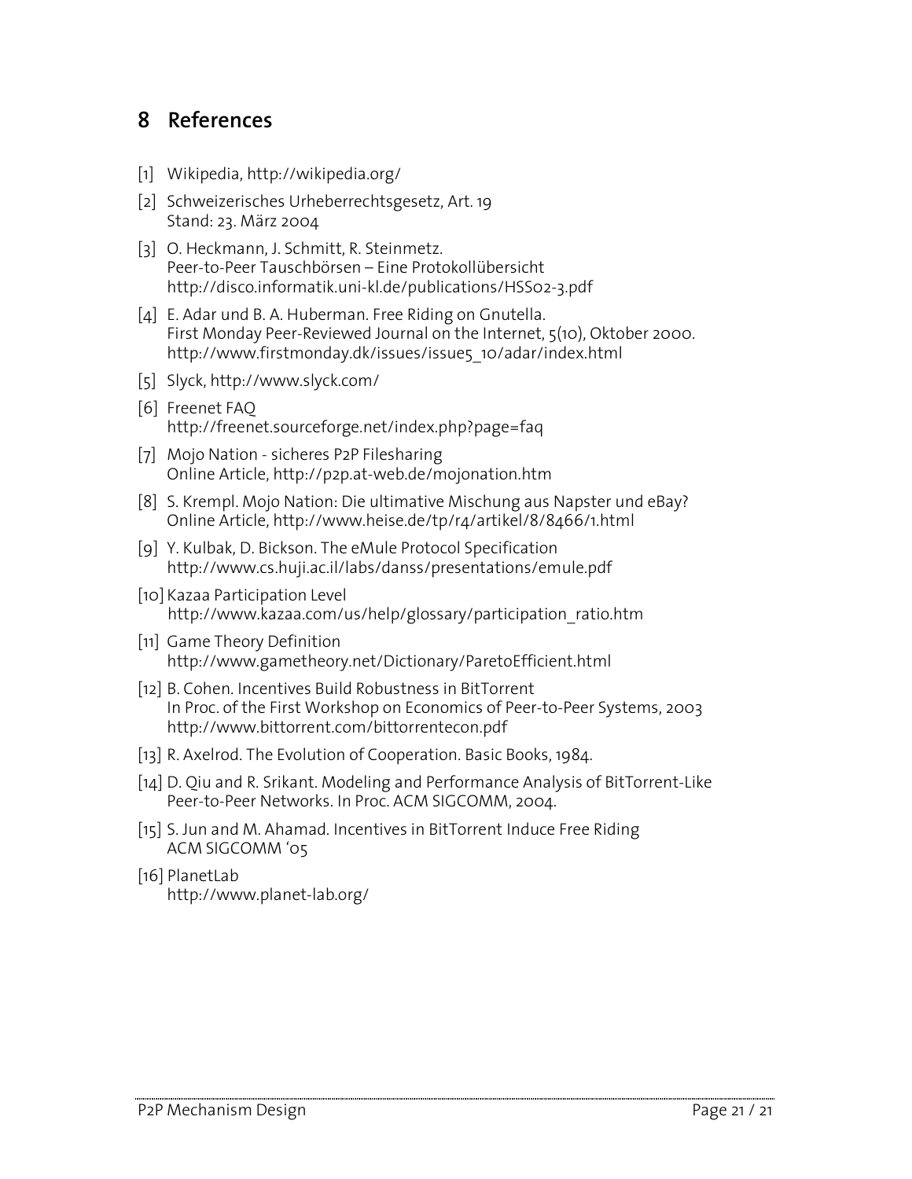## 8 References

[1] Wikipedia, http://wikipedia.org/

[2] Schweizerisches Urheberrechtsgesetz, Art. 19
Stand: 23. März 2004

[3] O. Heckmann, J. Schmitt, R. Steinmetz.
Peer-to-Peer Tauschbörsen – Eine Protokollübersicht
http://disco.informatik.uni-kl.de/publications/HSS02-3.pdf

[4] E. Adar und B. A. Huberman. Free Riding on Gnutella.
First Monday Peer-Reviewed Journal on the Internet, 5(10), Oktober 2000.
http://www.firstmonday.dk/issues/issue5_10/adar/index.html

[5] Slyck, http://www.slyck.com/

[6] Freenet FAQ
http://freenet.sourceforge.net/index.php?page=faq

[7] Mojo Nation - sicheres P2P Filesharing
Online Article, http://p2p.at-web.de/mojonation.htm

[8] S. Krempl. Mojo Nation: Die ultimative Mischung aus Napster und eBay?
Online Article, http://www.heise.de/tp/r4/artikel/8/8466/1.html

[9] Y. Kulbak, D. Bickson. The eMule Protocol Specification
http://www.cs.huji.ac.il/labs/danss/presentations/emule.pdf

[10] Kazaa Participation Level
http://www.kazaa.com/us/help/glossary/participation_ratio.htm

[11] Game Theory Definition
http://www.gametheory.net/Dictionary/ParetoEfficient.html

[12] B. Cohen. Incentives Build Robustness in BitTorrent
In Proc. of the First Workshop on Economics of Peer-to-Peer Systems, 2003
http://www.bittorrent.com/bittorrentecon.pdf

[13] R. Axelrod. The Evolution of Cooperation. Basic Books, 1984.

[14] D. Qiu and R. Srikant. Modeling and Performance Analysis of BitTorrent-Like Peer-to-Peer Networks. In Proc. ACM SIGCOMM, 2004.

[15] S. Jun and M. Ahamad. Incentives in BitTorrent Induce Free Riding
ACM SIGCOMM '05

[16] PlanetLab
http://www.planet-lab.org/